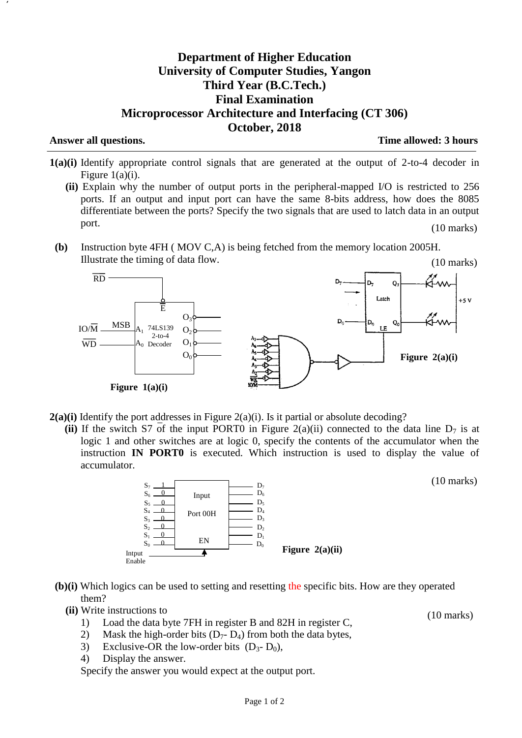# Department of Higher Education
# University of Computer Studies, Yangon
# Third Year (B.C.Tech.)
# Final Examination
# Microprocessor Architecture and Interfacing (CT 306)
# October, 2018

**Answer all questions.** **Time allowed: 3 hours**

---

**1(a)(i)** Identify appropriate control signals that are generated at the output of 2-to-4 decoder in Figure 1(a)(i).

**(ii)** Explain why the number of output ports in the peripheral-mapped I/O is restricted to 256 ports. If an output and input port can have the same 8-bits address, how does the 8085 differentiate between the ports? Specify the two signals that are used to latch data in an output port. (10 marks)

**(b)** Instruction byte 4FH ( MOV C,A) is being fetched from the memory location 2005H. Illustrate the timing of data flow. (10 marks)

$\overline{RD}$, $\overline{E}$, $IO/\overline{M}$ (MSB) → $A_1$, $\overline{WD}$ → $A_0$, 74LS139 2-to-4 Decoder, $O_3$, $O_2$, $O_1$, $O_0$

**Figure 1(a)(i)**

$D_7$ … $D_0$, Latch, $Q_7$ … $Q_0$, LE, +5 V, $A_7$, $A_6$, $A_5$, $A_4$, $A_3$, $A_2$, $\overline{WR}$, $IO/\overline{M}$

**Figure 2(a)(i)**

**2(a)(i)** Identify the port addresses in Figure 2(a)(i). Is it partial or absolute decoding?

**(ii)** If the switch S7 of the input PORT0 in Figure 2(a)(ii) connected to the data line $D_7$ is at logic 1 and other switches are at logic 0, specify the contents of the accumulator when the instruction **IN PORT0** is executed. Which instruction is used to display the value of accumulator. (10 marks)

| Switch | Value | Data line |
|---|---|---|
| $S_7$ | 1 | $D_7$ |
| $S_6$ | 0 | $D_6$ |
| $S_5$ | 0 | $D_5$ |
| $S_4$ | 0 | $D_4$ |
| $S_3$ | 0 | $D_3$ |
| $S_2$ | 0 | $D_2$ |
| $S_1$ | 0 | $D_1$ |
| $S_0$ | 0 | $D_0$ |

Input Port 00H, EN, Intput Enable

**Figure 2(a)(ii)**

**(b)(i)** Which logics can be used to setting and resetting the specific bits. How are they operated them?

**(ii)** Write instructions to (10 marks)

1) Load the data byte 7FH in register B and 82H in register C,
2) Mask the high-order bits ($D_7$- $D_4$) from both the data bytes,
3) Exclusive-OR the low-order bits ($D_3$- $D_0$),
4) Display the answer.

Specify the answer you would expect at the output port.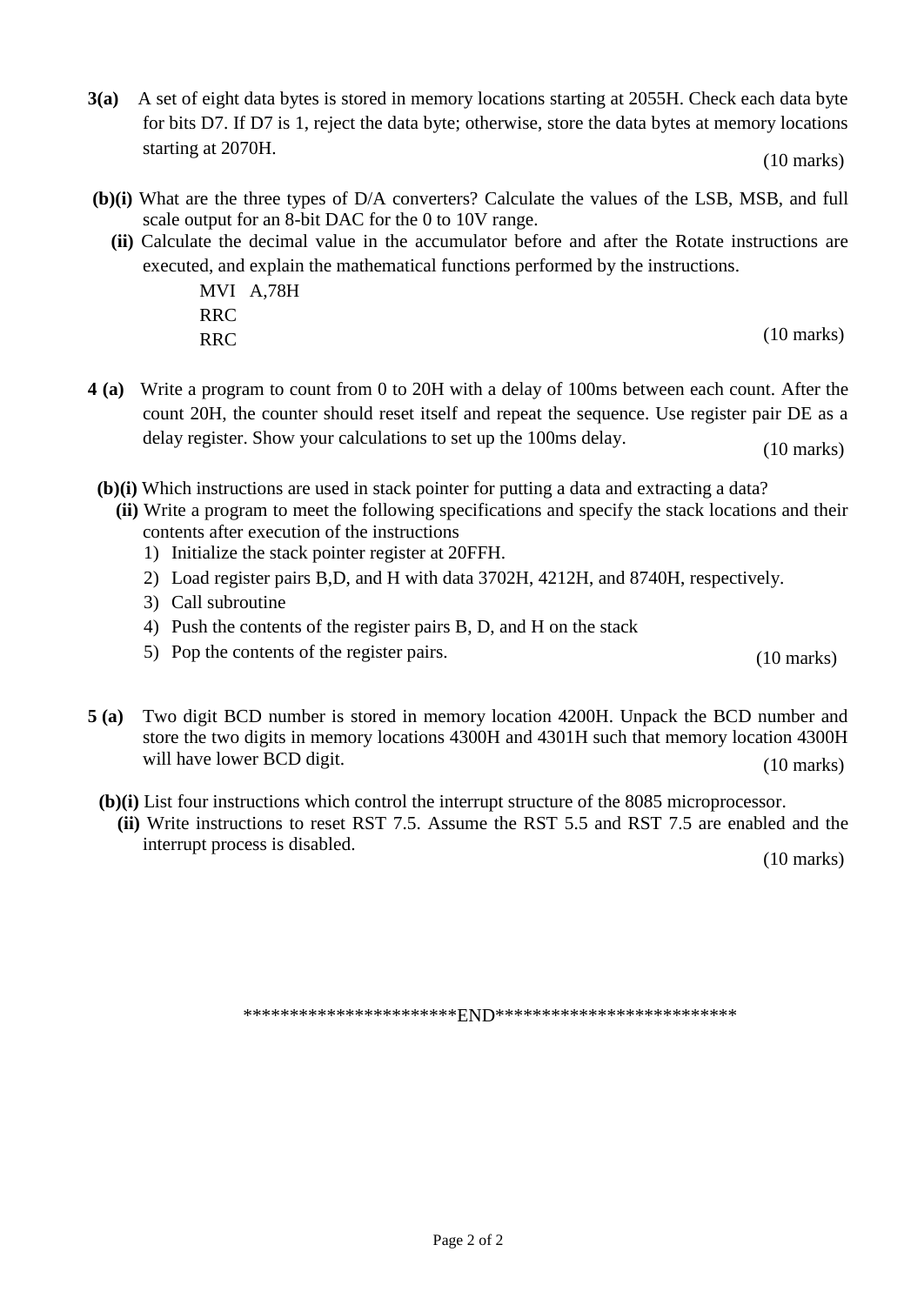**3(a)** A set of eight data bytes is stored in memory locations starting at 2055H. Check each data byte for bits D7. If D7 is 1, reject the data byte; otherwise, store the data bytes at memory locations starting at 2070H.

(10 marks)

**(b)(i)** What are the three types of D/A converters? Calculate the values of the LSB, MSB, and full scale output for an 8-bit DAC for the 0 to 10V range.

**(ii)** Calculate the decimal value in the accumulator before and after the Rotate instructions are executed, and explain the mathematical functions performed by the instructions.

```
MVI   A,78H
RRC
RRC
```

(10 marks)

**4 (a)** Write a program to count from 0 to 20H with a delay of 100ms between each count. After the count 20H, the counter should reset itself and repeat the sequence. Use register pair DE as a delay register. Show your calculations to set up the 100ms delay.

(10 marks)

**(b)(i)** Which instructions are used in stack pointer for putting a data and extracting a data?

**(ii)** Write a program to meet the following specifications and specify the stack locations and their contents after execution of the instructions

1) Initialize the stack pointer register at 20FFH.
2) Load register pairs B,D, and H with data 3702H, 4212H, and 8740H, respectively.
3) Call subroutine
4) Push the contents of the register pairs B, D, and H on the stack
5) Pop the contents of the register pairs.

(10 marks)

**5 (a)** Two digit BCD number is stored in memory location 4200H. Unpack the BCD number and store the two digits in memory locations 4300H and 4301H such that memory location 4300H will have lower BCD digit.

(10 marks)

**(b)(i)** List four instructions which control the interrupt structure of the 8085 microprocessor.

**(ii)** Write instructions to reset RST 7.5. Assume the RST 5.5 and RST 7.5 are enabled and the interrupt process is disabled.

(10 marks)

**********************END*************************